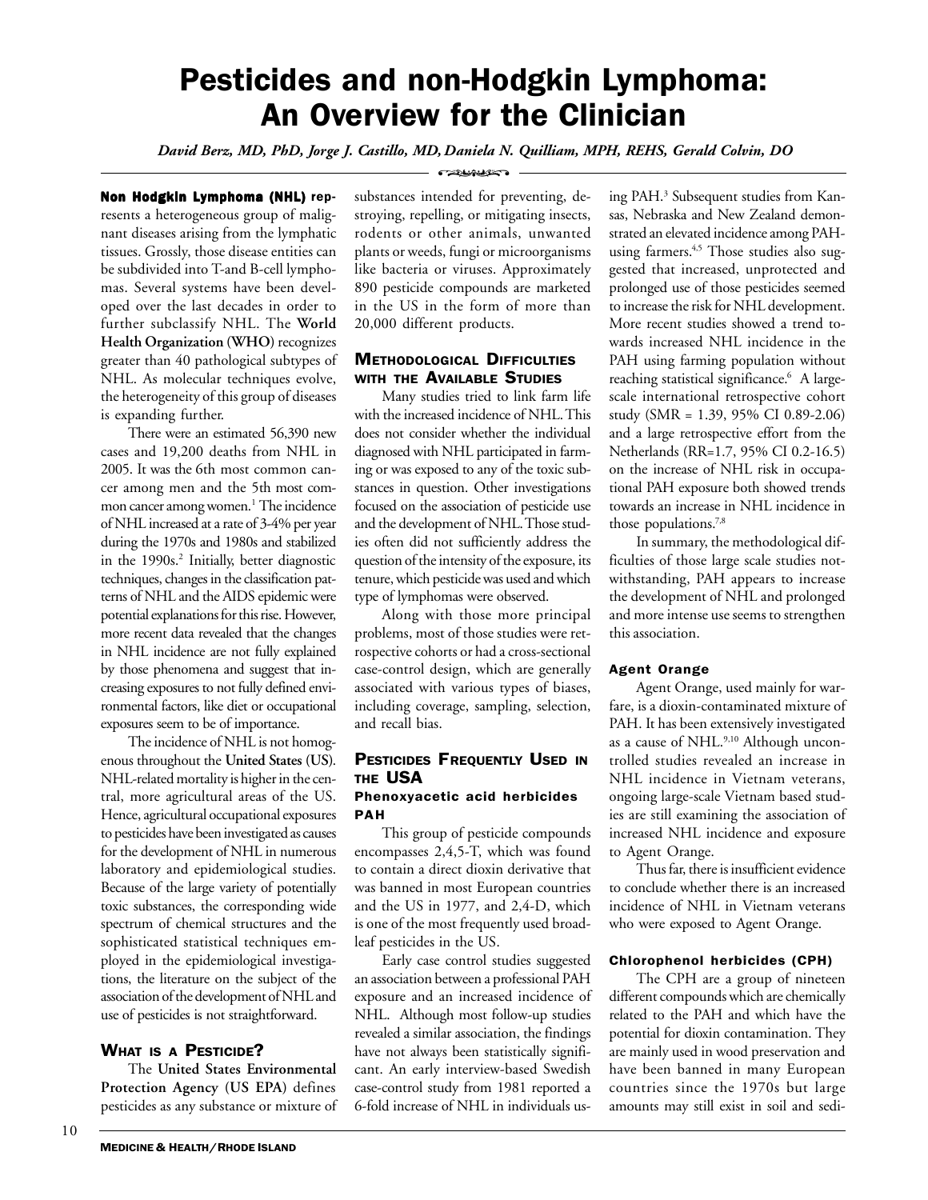# Pesticides and non-Hodgkin Lymphoma: An Overview for the Clinician

*David Berz, MD, PhD, Jorge J. Castillo, MD, Daniela N. Quilliam, MPH, REHS, Gerald Colvin, DO*

**Non Hodgkin Lymphoma (NHL)** represents a heterogeneous group of malignant diseases arising from the lymphatic tissues. Grossly, those disease entities can be subdivided into T-and B-cell lymphomas. Several systems have been developed over the last decades in order to further subclassify NHL. The **World Health Organization (WHO)** recognizes greater than 40 pathological subtypes of NHL. As molecular techniques evolve, the heterogeneity of this group of diseases is expanding further.

There were an estimated 56,390 new cases and 19,200 deaths from NHL in 2005. It was the 6th most common cancer among men and the 5th most common cancer among women.[1] The incidence of NHL increased at a rate of 3-4% per year during the 1970s and 1980s and stabilized in the 1990s.[2] Initially, better diagnostic techniques, changes in the classification patterns of NHL and the AIDS epidemic were potential explanations for this rise. However, more recent data revealed that the changes in NHL incidence are not fully explained by those phenomena and suggest that increasing exposures to not fully defined environmental factors, like diet or occupational exposures seem to be of importance.

The incidence of NHL is not homogenous throughout the **United States (US)**. NHL-related mortality is higher in the central, more agricultural areas of the US. Hence, agricultural occupational exposures to pesticides have been investigated as causes for the development of NHL in numerous laboratory and epidemiological studies. Because of the large variety of potentially toxic substances, the corresponding wide spectrum of chemical structures and the sophisticated statistical techniques employed in the epidemiological investigations, the literature on the subject of the association of the development of NHL and use of pesticides is not straightforward.

## What is a Pesticide?

The **United States Environmental Protection Agency (US EPA)** defines pesticides as any substance or mixture of substances intended for preventing, destroying, repelling, or mitigating insects, rodents or other animals, unwanted plants or weeds, fungi or microorganisms like bacteria or viruses. Approximately 890 pesticide compounds are marketed in the US in the form of more than 20,000 different products.

## Methodological Difficulties with the Available Studies

Many studies tried to link farm life with the increased incidence of NHL. This does not consider whether the individual diagnosed with NHL participated in farming or was exposed to any of the toxic substances in question. Other investigations focused on the association of pesticide use and the development of NHL. Those studies often did not sufficiently address the question of the intensity of the exposure, its tenure, which pesticide was used and which type of lymphomas were observed.

Along with those more principal problems, most of those studies were retrospective cohorts or had a cross-sectional case-control design, which are generally associated with various types of biases, including coverage, sampling, selection, and recall bias.

## Pesticides Frequently Used in the USA

### Phenoxyacetic acid herbicides PAH

This group of pesticide compounds encompasses 2,4,5-T, which was found to contain a direct dioxin derivative that was banned in most European countries and the US in 1977, and 2,4-D, which is one of the most frequently used broadleaf pesticides in the US.

Early case control studies suggested an association between a professional PAH exposure and an increased incidence of NHL. Although most follow-up studies revealed a similar association, the findings have not always been statistically significant. An early interview-based Swedish case-control study from 1981 reported a 6-fold increase of NHL in individuals using PAH.[3] Subsequent studies from Kansas, Nebraska and New Zealand demonstrated an elevated incidence among PAH-using farmers.[4,5] Those studies also suggested that increased, unprotected and prolonged use of those pesticides seemed to increase the risk for NHL development. More recent studies showed a trend towards increased NHL incidence in the PAH using farming population without reaching statistical significance.[6] A large-scale international retrospective cohort study (SMR = 1.39, 95% CI 0.89-2.06) and a large retrospective effort from the Netherlands (RR=1.7, 95% CI 0.2-16.5) on the increase of NHL risk in occupational PAH exposure both showed trends towards an increase in NHL incidence in those populations.[7,8]

In summary, the methodological difficulties of those large scale studies notwithstanding, PAH appears to increase the development of NHL and prolonged and more intense use seems to strengthen this association.

### Agent Orange

Agent Orange, used mainly for warfare, is a dioxin-contaminated mixture of PAH. It has been extensively investigated as a cause of NHL.[9,10] Although uncontrolled studies revealed an increase in NHL incidence in Vietnam veterans, ongoing large-scale Vietnam based studies are still examining the association of increased NHL incidence and exposure to Agent Orange.

Thus far, there is insufficient evidence to conclude whether there is an increased incidence of NHL in Vietnam veterans who were exposed to Agent Orange.

### Chlorophenol herbicides (CPH)

The CPH are a group of nineteen different compounds which are chemically related to the PAH and which have the potential for dioxin contamination. They are mainly used in wood preservation and have been banned in many European countries since the 1970s but large amounts may still exist in soil and sedi-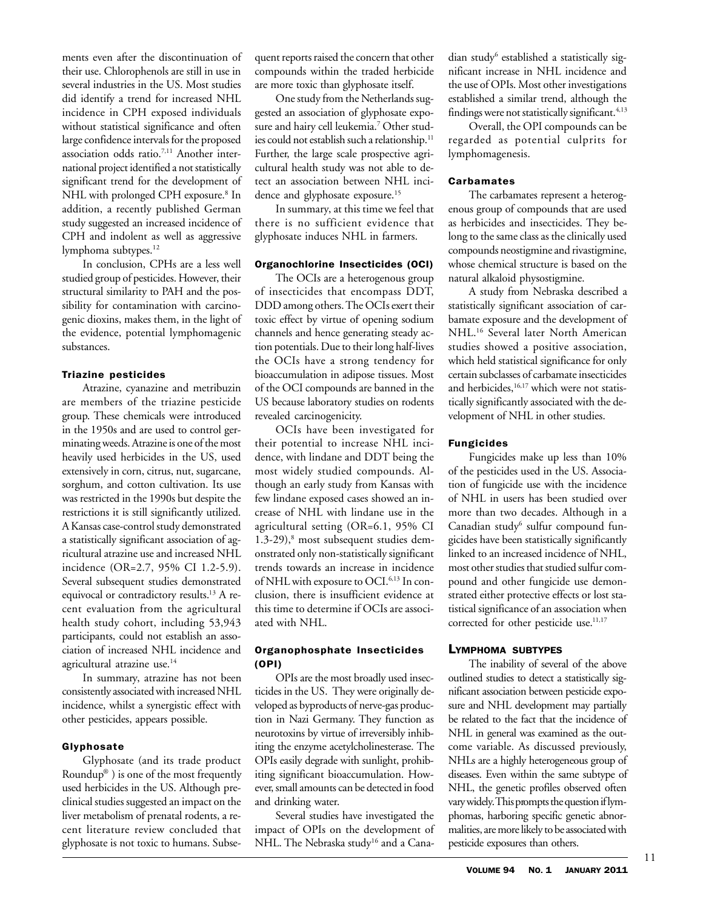ments even after the discontinuation of their use. Chlorophenols are still in use in several industries in the US. Most studies did identify a trend for increased NHL incidence in CPH exposed individuals without statistical significance and often large confidence intervals for the proposed association odds ratio.[7,11] Another international project identified a not statistically significant trend for the development of NHL with prolonged CPH exposure.[8] In addition, a recently published German study suggested an increased incidence of CPH and indolent as well as aggressive lymphoma subtypes.[12]

In conclusion, CPHs are a less well studied group of pesticides. However, their structural similarity to PAH and the possibility for contamination with carcinogenic dioxins, makes them, in the light of the evidence, potential lymphomagenic substances.

#### Triazine pesticides

Atrazine, cyanazine and metribuzin are members of the triazine pesticide group. These chemicals were introduced in the 1950s and are used to control germinating weeds. Atrazine is one of the most heavily used herbicides in the US, used extensively in corn, citrus, nut, sugarcane, sorghum, and cotton cultivation. Its use was restricted in the 1990s but despite the restrictions it is still significantly utilized. A Kansas case-control study demonstrated a statistically significant association of agricultural atrazine use and increased NHL incidence (OR=2.7, 95% CI 1.2-5.9). Several subsequent studies demonstrated equivocal or contradictory results.[13] A recent evaluation from the agricultural health study cohort, including 53,943 participants, could not establish an association of increased NHL incidence and agricultural atrazine use.[14]

In summary, atrazine has not been consistently associated with increased NHL incidence, whilst a synergistic effect with other pesticides, appears possible.

#### Glyphosate

Glyphosate (and its trade product Roundup®) is one of the most frequently used herbicides in the US. Although preclinical studies suggested an impact on the liver metabolism of prenatal rodents, a recent literature review concluded that glyphosate is not toxic to humans. Subsequent reports raised the concern that other compounds within the traded herbicide are more toxic than glyphosate itself.

One study from the Netherlands suggested an association of glyphosate exposure and hairy cell leukemia.[7] Other studies could not establish such a relationship.[11] Further, the large scale prospective agricultural health study was not able to detect an association between NHL incidence and glyphosate exposure.[15]

In summary, at this time we feel that there is no sufficient evidence that glyphosate induces NHL in farmers.

#### Organochlorine Insecticides (OCI)

The OCIs are a heterogenous group of insecticides that encompass DDT, DDD among others. The OCIs exert their toxic effect by virtue of opening sodium channels and hence generating steady action potentials. Due to their long half-lives the OCIs have a strong tendency for bioaccumulation in adipose tissues. Most of the OCI compounds are banned in the US because laboratory studies on rodents revealed carcinogenicity.

OCIs have been investigated for their potential to increase NHL incidence, with lindane and DDT being the most widely studied compounds. Although an early study from Kansas with few lindane exposed cases showed an increase of NHL with lindane use in the agricultural setting (OR=6.1, 95% CI 1.3-29),[8] most subsequent studies demonstrated only non-statistically significant trends towards an increase in incidence of NHL with exposure to OCI.[6,13] In conclusion, there is insufficient evidence at this time to determine if OCIs are associated with NHL.

#### Organophosphate Insecticides (OPI)

OPIs are the most broadly used insecticides in the US. They were originally developed as byproducts of nerve-gas production in Nazi Germany. They function as neurotoxins by virtue of irreversibly inhibiting the enzyme acetylcholinesterase. The OPIs easily degrade with sunlight, prohibiting significant bioaccumulation. However, small amounts can be detected in food and drinking water.

Several studies have investigated the impact of OPIs on the development of NHL. The Nebraska study[16] and a Canadian study[6] established a statistically significant increase in NHL incidence and the use of OPIs. Most other investigations established a similar trend, although the findings were not statistically significant.[4,13]

Overall, the OPI compounds can be regarded as potential culprits for lymphomagenesis.

#### Carbamates

The carbamates represent a heterogenous group of compounds that are used as herbicides and insecticides. They belong to the same class as the clinically used compounds neostigmine and rivastigmine, whose chemical structure is based on the natural alkaloid physostigmine.

A study from Nebraska described a statistically significant association of carbamate exposure and the development of NHL.[16] Several later North American studies showed a positive association, which held statistical significance for only certain subclasses of carbamate insecticides and herbicides,[16,17] which were not statistically significantly associated with the development of NHL in other studies.

#### Fungicides

Fungicides make up less than 10% of the pesticides used in the US. Association of fungicide use with the incidence of NHL in users has been studied over more than two decades. Although in a Canadian study[6] sulfur compound fungicides have been statistically significantly linked to an increased incidence of NHL, most other studies that studied sulfur compound and other fungicide use demonstrated either protective effects or lost statistical significance of an association when corrected for other pesticide use.[11,17]

### Lymphoma subtypes

The inability of several of the above outlined studies to detect a statistically significant association between pesticide exposure and NHL development may partially be related to the fact that the incidence of NHL in general was examined as the outcome variable. As discussed previously, NHLs are a highly heterogeneous group of diseases. Even within the same subtype of NHL, the genetic profiles observed often vary widely. This prompts the question if lymphomas, harboring specific genetic abnormalities, are more likely to be associated with pesticide exposures than others.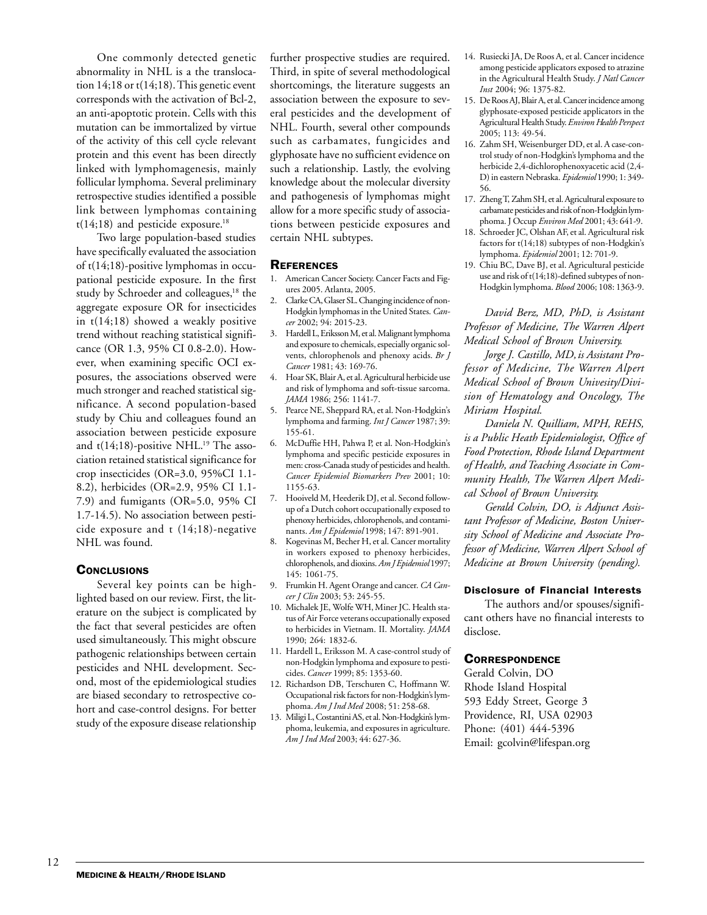One commonly detected genetic abnormality in NHL is the translocation 14;18 or t(14;18). This genetic event corresponds with the activation of Bcl-2, an anti-apoptotic protein. Cells with this mutation can be immortalized by virtue of the activity of this cell cycle relevant protein and this event has been directly linked with lymphomagenesis, mainly follicular lymphoma. Several preliminary retrospective studies identified a possible link between lymphomas containing t(14;18) and pesticide exposure.[18]

Two large population-based studies have specifically evaluated the association of t(14;18)-positive lymphomas in occupational pesticide exposure. In the first study by Schroeder and colleagues,[18] the aggregate exposure OR for insecticides in t(14;18) showed a weakly positive trend without reaching statistical significance (OR 1.3, 95% CI 0.8-2.0). However, when examining specific OCI exposures, the associations observed were much stronger and reached statistical significance. A second population-based study by Chiu and colleagues found an association between pesticide exposure and t(14;18)-positive NHL.[19] The association retained statistical significance for crop insecticides (OR=3.0, 95%CI 1.1-8.2), herbicides (OR=2.9, 95% CI 1.1-7.9) and fumigants (OR=5.0, 95% CI 1.7-14.5). No association between pesticide exposure and t (14;18)-negative NHL was found.

## Conclusions

Several key points can be highlighted based on our review. First, the literature on the subject is complicated by the fact that several pesticides are often used simultaneously. This might obscure pathogenic relationships between certain pesticides and NHL development. Second, most of the epidemiological studies are biased secondary to retrospective cohort and case-control designs. For better study of the exposure disease relationship further prospective studies are required. Third, in spite of several methodological shortcomings, the literature suggests an association between the exposure to several pesticides and the development of NHL. Fourth, several other compounds such as carbamates, fungicides and glyphosate have no sufficient evidence on such a relationship. Lastly, the evolving knowledge about the molecular diversity and pathogenesis of lymphomas might allow for a more specific study of associations between pesticide exposures and certain NHL subtypes.

## References

1. American Cancer Society. Cancer Facts and Figures 2005. Atlanta, 2005.
2. Clarke CA, Glaser SL. Changing incidence of non-Hodgkin lymphomas in the United States. *Cancer* 2002; 94: 2015-23.
3. Hardell L, Eriksson M, et al. Malignant lymphoma and exposure to chemicals, especially organic solvents, chlorophenols and phenoxy acids. *Br J Cancer* 1981; 43: 169-76.
4. Hoar SK, Blair A, et al. Agricultural herbicide use and risk of lymphoma and soft-tissue sarcoma. *JAMA* 1986; 256: 1141-7.
5. Pearce NE, Sheppard RA, et al. Non-Hodgkin's lymphoma and farming. *Int J Cancer* 1987; 39: 155-61.
6. McDuffie HH, Pahwa P, et al. Non-Hodgkin's lymphoma and specific pesticide exposures in men: cross-Canada study of pesticides and health. *Cancer Epidemiol Biomarkers Prev* 2001; 10: 1155-63.
7. Hooiveld M, Heederik DJ, et al. Second follow-up of a Dutch cohort occupationally exposed to phenoxy herbicides, chlorophenols, and contaminants. *Am J Epidemiol* 1998; 147: 891-901.
8. Kogevinas M, Becher H, et al. Cancer mortality in workers exposed to phenoxy herbicides, chlorophenols, and dioxins. *Am J Epidemiol* 1997; 145: 1061-75.
9. Frumkin H. Agent Orange and cancer. *CA Cancer J Clin* 2003; 53: 245-55.
10. Michalek JE, Wolfe WH, Miner JC. Health status of Air Force veterans occupationally exposed to herbicides in Vietnam. II. Mortality. *JAMA* 1990; 264: 1832-6.
11. Hardell L, Eriksson M. A case-control study of non-Hodgkin lymphoma and exposure to pesticides. *Cancer* 1999; 85: 1353-60.
12. Richardson DB, Terschuren C, Hoffmann W. Occupational risk factors for non-Hodgkin's lymphoma. *Am J Ind Med* 2008; 51: 258-68.
13. Miligi L, Costantini AS, et al. Non-Hodgkin's lymphoma, leukemia, and exposures in agriculture. *Am J Ind Med* 2003; 44: 627-36.
14. Rusiecki JA, De Roos A, et al. Cancer incidence among pesticide applicators exposed to atrazine in the Agricultural Health Study. *J Natl Cancer Inst* 2004; 96: 1375-82.
15. De Roos AJ, Blair A, et al. Cancer incidence among glyphosate-exposed pesticide applicators in the Agricultural Health Study. *Environ Health Perspect* 2005; 113: 49-54.
16. Zahm SH, Weisenburger DD, et al. A case-control study of non-Hodgkin's lymphoma and the herbicide 2,4-dichlorophenoxyacetic acid (2,4-D) in eastern Nebraska. *Epidemiol* 1990; 1: 349-56.
17. Zheng T, Zahm SH, et al. Agricultural exposure to carbamate pesticides and risk of non-Hodgkin lymphoma. J Occup *Environ Med* 2001; 43: 641-9.
18. Schroeder JC, Olshan AF, et al. Agricultural risk factors for t(14;18) subtypes of non-Hodgkin's lymphoma. *Epidemiol* 2001; 12: 701-9.
19. Chiu BC, Dave BJ, et al. Agricultural pesticide use and risk of t(14;18)-defined subtypes of non-Hodgkin lymphoma. *Blood* 2006; 108: 1363-9.

*David Berz, MD, PhD, is Assistant Professor of Medicine, The Warren Alpert Medical School of Brown University.*

*Jorge J. Castillo, MD, is Assistant Professor of Medicine, The Warren Alpert Medical School of Brown Univesity/Division of Hematology and Oncology, The Miriam Hospital.*

*Daniela N. Quilliam, MPH, REHS, is a Public Heath Epidemiologist, Office of Food Protection, Rhode Island Department of Health, and Teaching Associate in Community Health, The Warren Alpert Medical School of Brown University.*

*Gerald Colvin, DO, is Adjunct Assistant Professor of Medicine, Boston University School of Medicine and Associate Professor of Medicine, Warren Alpert School of Medicine at Brown University (pending).*

### Disclosure of Financial Interests

The authors and/or spouses/significant others have no financial interests to disclose.

## Correspondence

Gerald Colvin, DO
Rhode Island Hospital
593 Eddy Street, George 3
Providence, RI, USA 02903
Phone: (401) 444-5396
Email: gcolvin@lifespan.org